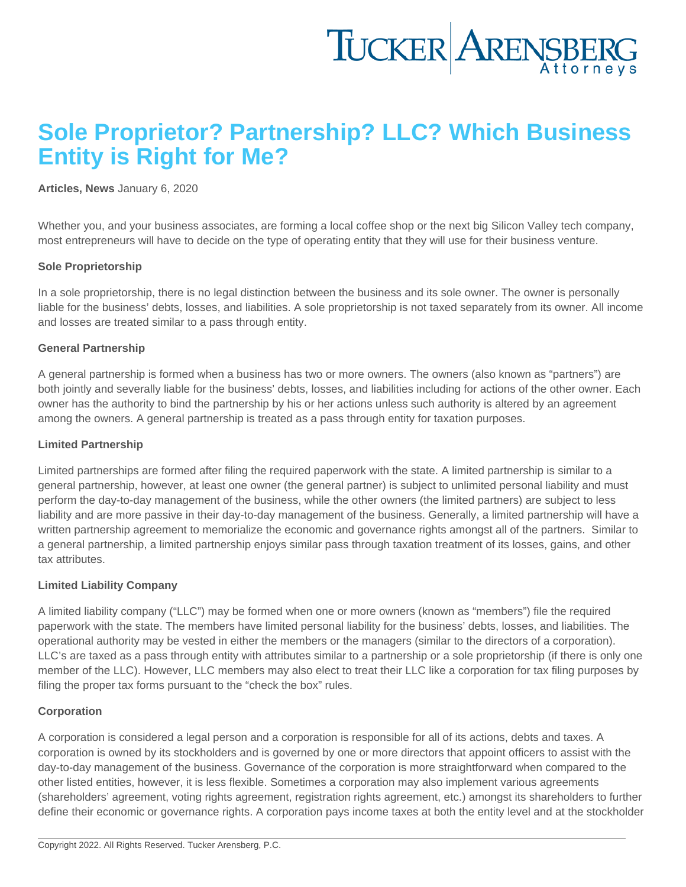# Sole Proprietor? Partnership? LLC? Which Business Entity is Right for Me?

**Articles, News** January 6, 2020

Whether you, and your business associates, are forming a local coffee shop or the next big Silicon Valley tech company, most entrepreneurs will have to decide on the type of operating entity that they will use for their business venture.

**Sole Proprietorship**

In a sole proprietorship, there is no legal distinction between the business and its sole owner. The owner is personally liable for the business' debts, losses, and liabilities. A sole proprietorship is not taxed separately from its owner. All income and losses are treated similar to a pass through entity.

**General Partnership**

A general partnership is formed when a business has two or more owners. The owners (also known as "partners") are both jointly and severally liable for the business' debts, losses, and liabilities including for actions of the other owner. Each owner has the authority to bind the partnership by his or her actions unless such authority is altered by an agreement among the owners. A general partnership is treated as a pass through entity for taxation purposes.

**Limited Partnership**

Limited partnerships are formed after filing the required paperwork with the state. A limited partnership is similar to a general partnership, however, at least one owner (the general partner) is subject to unlimited personal liability and must perform the day-to-day management of the business, while the other owners (the limited partners) are subject to less liability and are more passive in their day-to-day management of the business. Generally, a limited partnership will have a written partnership agreement to memorialize the economic and governance rights amongst all of the partners. Similar to a general partnership, a limited partnership enjoys similar pass through taxation treatment of its losses, gains, and other tax attributes.

**Limited Liability Company**

A limited liability company ("LLC") may be formed when one or more owners (known as "members") file the required paperwork with the state. The members have limited personal liability for the business' debts, losses, and liabilities. The operational authority may be vested in either the members or the managers (similar to the directors of a corporation). LLC's are taxed as a pass through entity with attributes similar to a partnership or a sole proprietorship (if there is only one member of the LLC). However, LLC members may also elect to treat their LLC like a corporation for tax filing purposes by filing the proper tax forms pursuant to the "check the box" rules.

**Corporation**

A corporation is considered a legal person and a corporation is responsible for all of its actions, debts and taxes. A corporation is owned by its stockholders and is governed by one or more directors that appoint officers to assist with the day-to-day management of the business. Governance of the corporation is more straightforward when compared to the other listed entities, however, it is less flexible. Sometimes a corporation may also implement various agreements (shareholders' agreement, voting rights agreement, registration rights agreement, etc.) amongst its shareholders to further define their economic or governance rights. A corporation pays income taxes at both the entity level and at the stockholder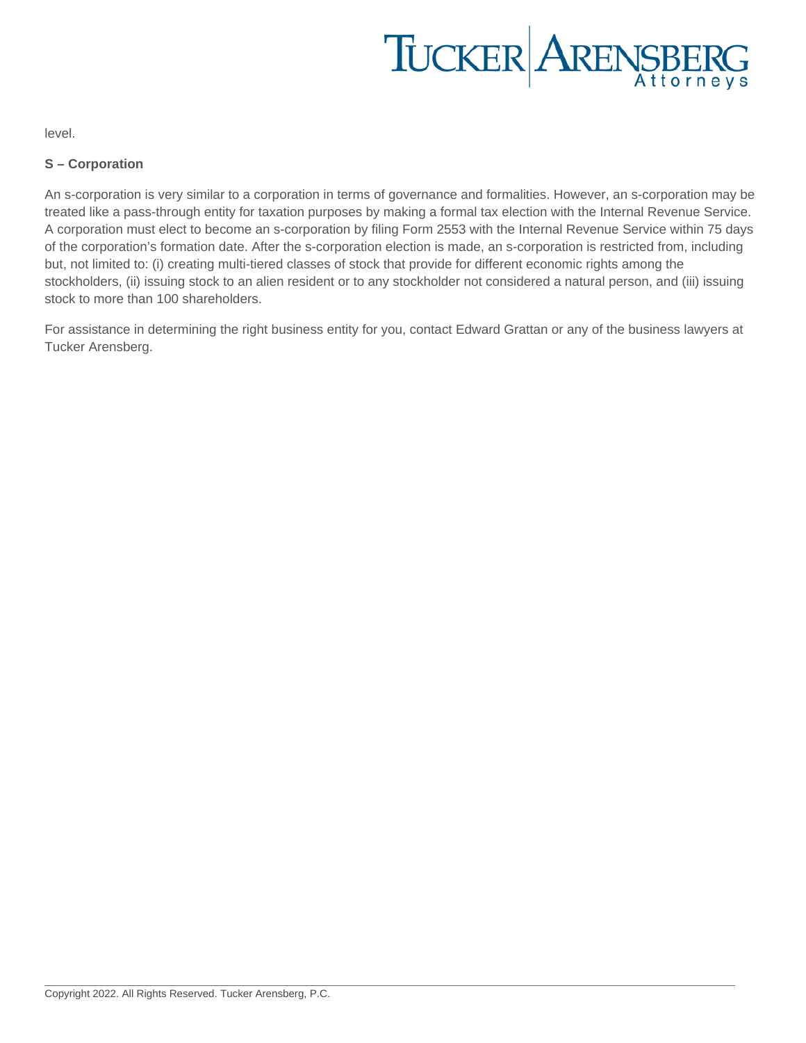level.

**S – Corporation**

An s-corporation is very similar to a corporation in terms of governance and formalities. However, an s-corporation may be treated like a pass-through entity for taxation purposes by making a formal tax election with the Internal Revenue Service. A corporation must elect to become an s-corporation by filing Form 2553 with the Internal Revenue Service within 75 days of the corporation's formation date. After the s-corporation election is made, an s-corporation is restricted from, including but, not limited to: (i) creating multi-tiered classes of stock that provide for different economic rights among the stockholders, (ii) issuing stock to an alien resident or to any stockholder not considered a natural person, and (iii) issuing stock to more than 100 shareholders.

For assistance in determining the right business entity for you, contact Edward Grattan or any of the business lawyers at Tucker Arensberg.